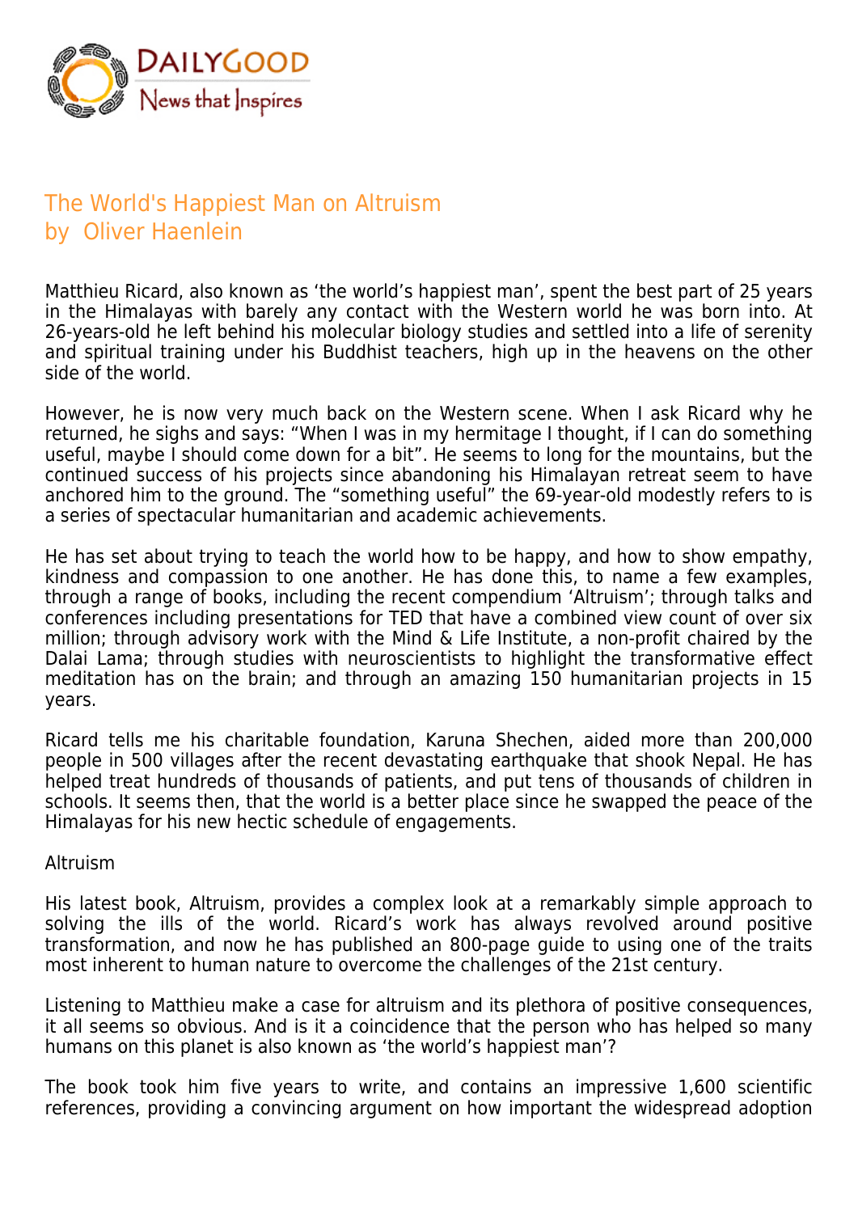# The World's Happiest Man on Altruism

by Oliver Haenlein

Matthieu Ricard, also known as 'the world's happiest man', spent the best part of 25 years in the Himalayas with barely any contact with the Western world he was born into. At 26-years-old he left behind his molecular biology studies and settled into a life of serenity and spiritual training under his Buddhist teachers, high up in the heavens on the other side of the world.

However, he is now very much back on the Western scene. When I ask Ricard why he returned, he sighs and says: "When I was in my hermitage I thought, if I can do something useful, maybe I should come down for a bit". He seems to long for the mountains, but the continued success of his projects since abandoning his Himalayan retreat seem to have anchored him to the ground. The "something useful" the 69-year-old modestly refers to is a series of spectacular humanitarian and academic achievements.

He has set about trying to teach the world how to be happy, and how to show empathy, kindness and compassion to one another. He has done this, to name a few examples, through a range of books, including the recent compendium 'Altruism'; through talks and conferences including presentations for TED that have a combined view count of over six million; through advisory work with the Mind & Life Institute, a non-profit chaired by the Dalai Lama; through studies with neuroscientists to highlight the transformative effect meditation has on the brain; and through an amazing 150 humanitarian projects in 15 years.

Ricard tells me his charitable foundation, Karuna Shechen, aided more than 200,000 people in 500 villages after the recent devastating earthquake that shook Nepal. He has helped treat hundreds of thousands of patients, and put tens of thousands of children in schools. It seems then, that the world is a better place since he swapped the peace of the Himalayas for his new hectic schedule of engagements.

## Altruism

His latest book, Altruism, provides a complex look at a remarkably simple approach to solving the ills of the world. Ricard's work has always revolved around positive transformation, and now he has published an 800-page guide to using one of the traits most inherent to human nature to overcome the challenges of the 21st century.

Listening to Matthieu make a case for altruism and its plethora of positive consequences, it all seems so obvious. And is it a coincidence that the person who has helped so many humans on this planet is also known as 'the world's happiest man'?

The book took him five years to write, and contains an impressive 1,600 scientific references, providing a convincing argument on how important the widespread adoption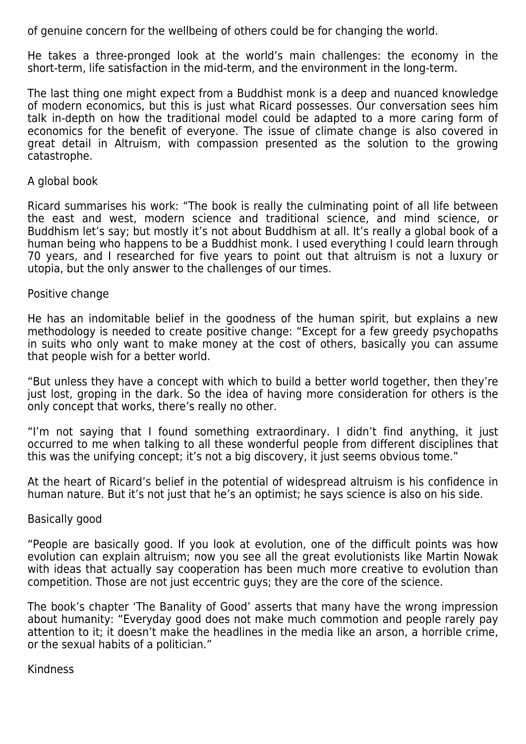of genuine concern for the wellbeing of others could be for changing the world.

He takes a three-pronged look at the world's main challenges: the economy in the short-term, life satisfaction in the mid-term, and the environment in the long-term.

The last thing one might expect from a Buddhist monk is a deep and nuanced knowledge of modern economics, but this is just what Ricard possesses. Our conversation sees him talk in-depth on how the traditional model could be adapted to a more caring form of economics for the benefit of everyone. The issue of climate change is also covered in great detail in Altruism, with compassion presented as the solution to the growing catastrophe.

## A global book

Ricard summarises his work: "The book is really the culminating point of all life between the east and west, modern science and traditional science, and mind science, or Buddhism let's say; but mostly it's not about Buddhism at all. It's really a global book of a human being who happens to be a Buddhist monk. I used everything I could learn through 70 years, and I researched for five years to point out that altruism is not a luxury or utopia, but the only answer to the challenges of our times.

## Positive change

He has an indomitable belief in the goodness of the human spirit, but explains a new methodology is needed to create positive change: "Except for a few greedy psychopaths in suits who only want to make money at the cost of others, basically you can assume that people wish for a better world.

"But unless they have a concept with which to build a better world together, then they're just lost, groping in the dark. So the idea of having more consideration for others is the only concept that works, there's really no other.

"I'm not saying that I found something extraordinary. I didn't find anything, it just occurred to me when talking to all these wonderful people from different disciplines that this was the unifying concept; it's not a big discovery, it just seems obvious tome."

At the heart of Ricard's belief in the potential of widespread altruism is his confidence in human nature. But it's not just that he's an optimist; he says science is also on his side.

## Basically good

"People are basically good. If you look at evolution, one of the difficult points was how evolution can explain altruism; now you see all the great evolutionists like Martin Nowak with ideas that actually say cooperation has been much more creative to evolution than competition. Those are not just eccentric guys; they are the core of the science.

The book's chapter 'The Banality of Good' asserts that many have the wrong impression about humanity: "Everyday good does not make much commotion and people rarely pay attention to it; it doesn't make the headlines in the media like an arson, a horrible crime, or the sexual habits of a politician."

## Kindness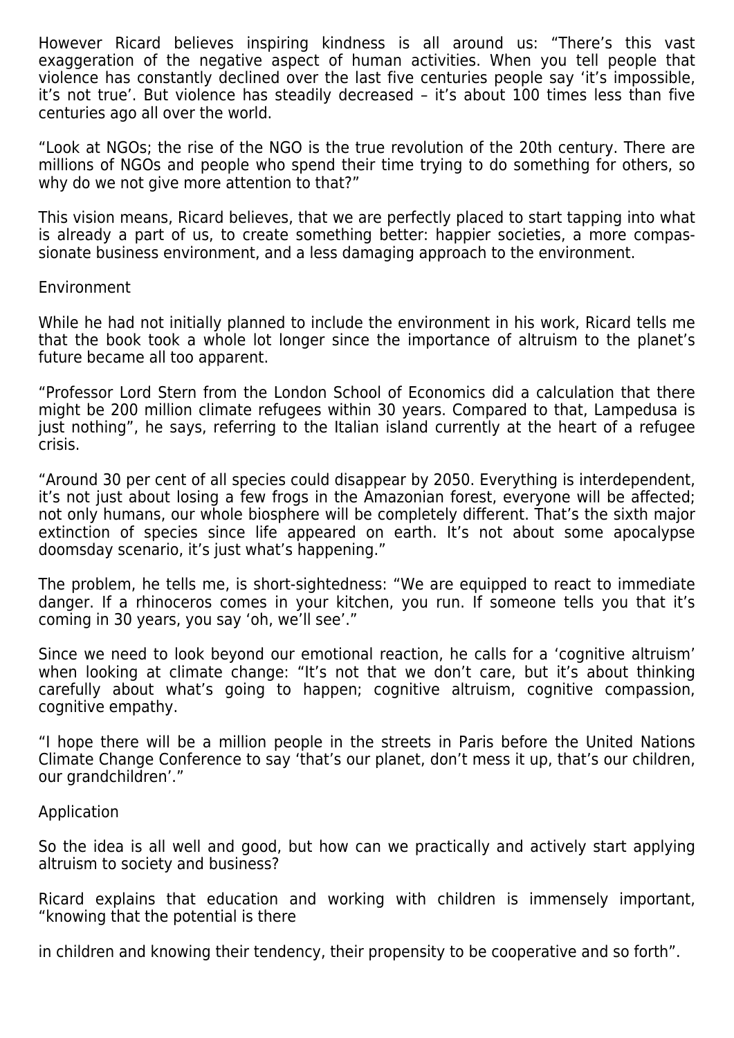However Ricard believes inspiring kindness is all around us: "There's this vast exaggeration of the negative aspect of human activities. When you tell people that violence has constantly declined over the last five centuries people say 'it's impossible, it's not true'. But violence has steadily decreased – it's about 100 times less than five centuries ago all over the world.

"Look at NGOs; the rise of the NGO is the true revolution of the 20th century. There are millions of NGOs and people who spend their time trying to do something for others, so why do we not give more attention to that?"

This vision means, Ricard believes, that we are perfectly placed to start tapping into what is already a part of us, to create something better: happier societies, a more compassionate business environment, and a less damaging approach to the environment.

## Environment

While he had not initially planned to include the environment in his work, Ricard tells me that the book took a whole lot longer since the importance of altruism to the planet's future became all too apparent.

"Professor Lord Stern from the London School of Economics did a calculation that there might be 200 million climate refugees within 30 years. Compared to that, Lampedusa is just nothing", he says, referring to the Italian island currently at the heart of a refugee crisis.

"Around 30 per cent of all species could disappear by 2050. Everything is interdependent, it's not just about losing a few frogs in the Amazonian forest, everyone will be affected; not only humans, our whole biosphere will be completely different. That's the sixth major extinction of species since life appeared on earth. It's not about some apocalypse doomsday scenario, it's just what's happening."

The problem, he tells me, is short-sightedness: "We are equipped to react to immediate danger. If a rhinoceros comes in your kitchen, you run. If someone tells you that it's coming in 30 years, you say 'oh, we'll see'."

Since we need to look beyond our emotional reaction, he calls for a 'cognitive altruism' when looking at climate change: "It's not that we don't care, but it's about thinking carefully about what's going to happen; cognitive altruism, cognitive compassion, cognitive empathy.

"I hope there will be a million people in the streets in Paris before the United Nations Climate Change Conference to say 'that's our planet, don't mess it up, that's our children, our grandchildren'."

## Application

So the idea is all well and good, but how can we practically and actively start applying altruism to society and business?

Ricard explains that education and working with children is immensely important, "knowing that the potential is there in children and knowing their tendency, their propensity to be cooperative and so forth".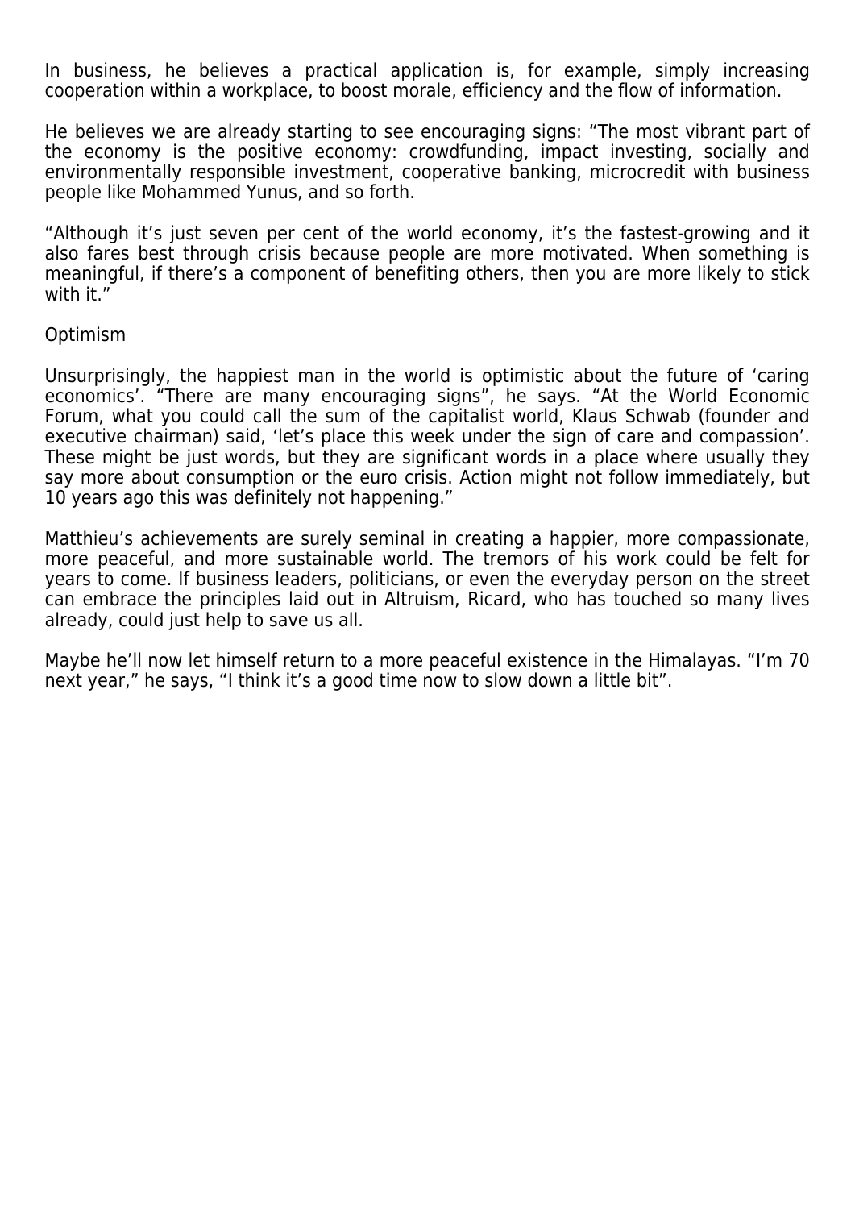In business, he believes a practical application is, for example, simply increasing cooperation within a workplace, to boost morale, efficiency and the flow of information.

He believes we are already starting to see encouraging signs: "The most vibrant part of the economy is the positive economy: crowdfunding, impact investing, socially and environmentally responsible investment, cooperative banking, microcredit with business people like Mohammed Yunus, and so forth.

"Although it's just seven per cent of the world economy, it's the fastest-growing and it also fares best through crisis because people are more motivated. When something is meaningful, if there's a component of benefiting others, then you are more likely to stick with it."

## Optimism

Unsurprisingly, the happiest man in the world is optimistic about the future of 'caring economics'. "There are many encouraging signs", he says. "At the World Economic Forum, what you could call the sum of the capitalist world, Klaus Schwab (founder and executive chairman) said, 'let's place this week under the sign of care and compassion'. These might be just words, but they are significant words in a place where usually they say more about consumption or the euro crisis. Action might not follow immediately, but 10 years ago this was definitely not happening."

Matthieu's achievements are surely seminal in creating a happier, more compassionate, more peaceful, and more sustainable world. The tremors of his work could be felt for years to come. If business leaders, politicians, or even the everyday person on the street can embrace the principles laid out in Altruism, Ricard, who has touched so many lives already, could just help to save us all.

Maybe he'll now let himself return to a more peaceful existence in the Himalayas. "I'm 70 next year," he says, "I think it's a good time now to slow down a little bit".